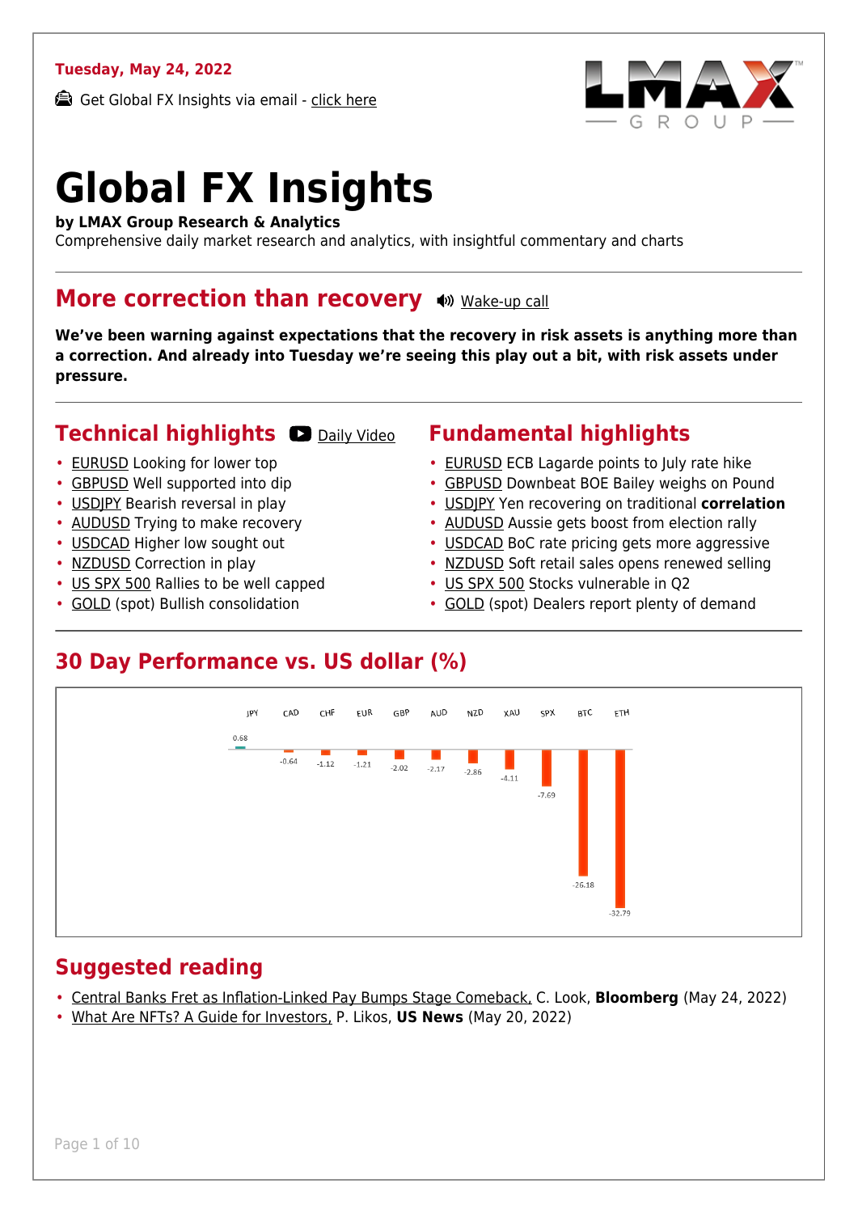**Tuesday, May 24, 2022**

Get Global FX Insights via email - click here

# Global FX Insights

**by LMAX Group Research & Analytics**
Comprehensive daily market research and analytics, with insightful commentary and charts

## More correction than recovery

Wake-up call

**We've been warning against expectations that the recovery in risk assets is anything more than a correction. And already into Tuesday we're seeing this play out a bit, with risk assets under pressure.**

## Technical highlights

Daily Video

- EURUSD Looking for lower top
- GBPUSD Well supported into dip
- USDJPY Bearish reversal in play
- AUDUSD Trying to make recovery
- USDCAD Higher low sought out
- NZDUSD Correction in play
- US SPX 500 Rallies to be well capped
- GOLD (spot) Bullish consolidation

## Fundamental highlights

- EURUSD ECB Lagarde points to July rate hike
- GBPUSD Downbeat BOE Bailey weighs on Pound
- USDJPY Yen recovering on traditional **correlation**
- AUDUSD Aussie gets boost from election rally
- USDCAD BoC rate pricing gets more aggressive
- NZDUSD Soft retail sales opens renewed selling
- US SPX 500 Stocks vulnerable in Q2
- GOLD (spot) Dealers report plenty of demand

## 30 Day Performance vs. US dollar (%)

| JPY | CAD | CHF | EUR | GBP | AUD | NZD | XAU | SPX | BTC | ETH |
|---|---|---|---|---|---|---|---|---|---|---|
| 0.68 | -0.64 | -1.12 | -1.21 | -2.02 | -2.17 | -2.86 | -4.11 | -7.69 | -26.18 | -32.79 |

## Suggested reading

- Central Banks Fret as Inflation-Linked Pay Bumps Stage Comeback, C. Look, **Bloomberg** (May 24, 2022)
- What Are NFTs? A Guide for Investors, P. Likos, **US News** (May 20, 2022)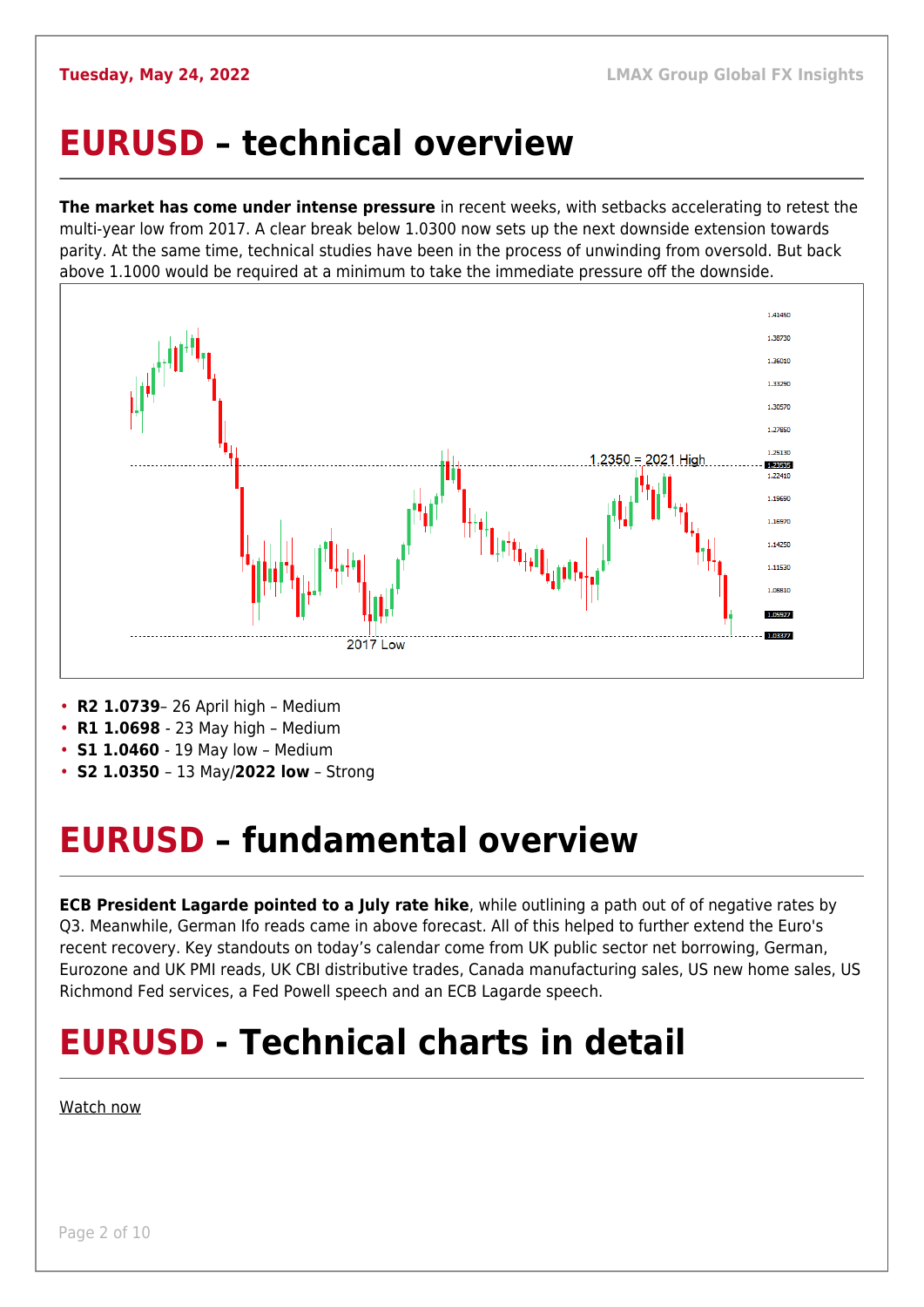# EURUSD – technical overview

**The market has come under intense pressure** in recent weeks, with setbacks accelerating to retest the multi-year low from 2017. A clear break below 1.0300 now sets up the next downside extension towards parity. At the same time, technical studies have been in the process of unwinding from oversold. But back above 1.1000 would be required at a minimum to take the immediate pressure off the downside.

- **R2 1.0739**– 26 April high – Medium
- **R1 1.0698** - 23 May high – Medium
- **S1 1.0460** - 19 May low – Medium
- **S2 1.0350** – 13 May/**2022 low** – Strong

# EURUSD – fundamental overview

**ECB President Lagarde pointed to a July rate hike**, while outlining a path out of of negative rates by Q3. Meanwhile, German Ifo reads came in above forecast. All of this helped to further extend the Euro's recent recovery. Key standouts on today's calendar come from UK public sector net borrowing, German, Eurozone and UK PMI reads, UK CBI distributive trades, Canada manufacturing sales, US new home sales, US Richmond Fed services, a Fed Powell speech and an ECB Lagarde speech.

# EURUSD - Technical charts in detail

Watch now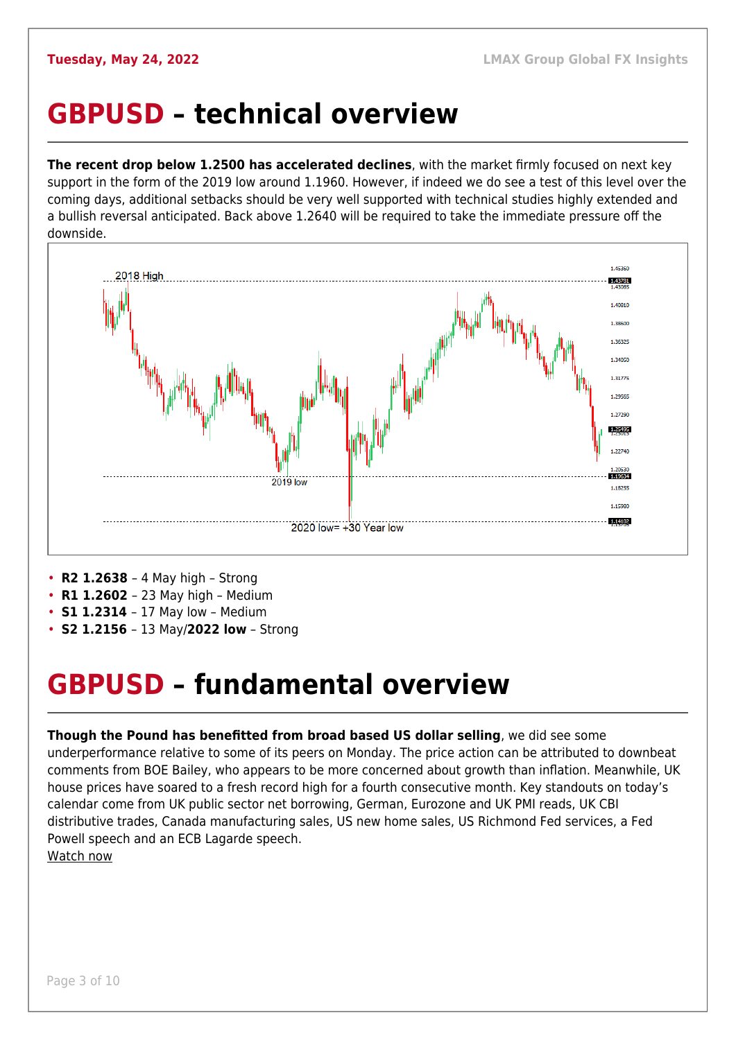# GBPUSD – technical overview

**The recent drop below 1.2500 has accelerated declines**, with the market firmly focused on next key support in the form of the 2019 low around 1.1960. However, if indeed we do see a test of this level over the coming days, additional setbacks should be very well supported with technical studies highly extended and a bullish reversal anticipated. Back above 1.2640 will be required to take the immediate pressure off the downside.

- **R2 1.2638** – 4 May high – Strong
- **R1 1.2602** – 23 May high – Medium
- **S1 1.2314** – 17 May low – Medium
- **S2 1.2156** – 13 May/**2022 low** – Strong

# GBPUSD – fundamental overview

**Though the Pound has benefitted from broad based US dollar selling**, we did see some underperformance relative to some of its peers on Monday. The price action can be attributed to downbeat comments from BOE Bailey, who appears to be more concerned about growth than inflation. Meanwhile, UK house prices have soared to a fresh record high for a fourth consecutive month. Key standouts on today's calendar come from UK public sector net borrowing, German, Eurozone and UK PMI reads, UK CBI distributive trades, Canada manufacturing sales, US new home sales, US Richmond Fed services, a Fed Powell speech and an ECB Lagarde speech.

Watch now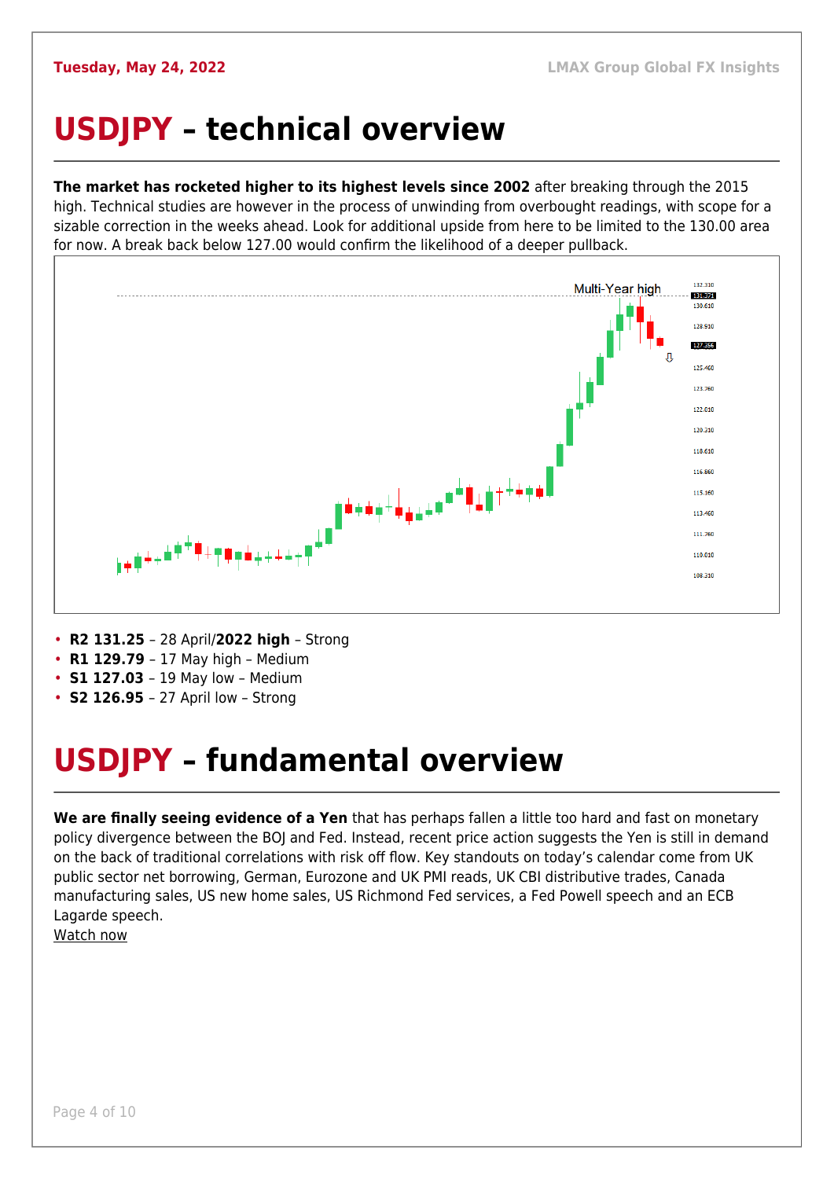# USDJPY – technical overview

**The market has rocketed higher to its highest levels since 2002** after breaking through the 2015 high. Technical studies are however in the process of unwinding from overbought readings, with scope for a sizable correction in the weeks ahead. Look for additional upside from here to be limited to the 130.00 area for now. A break back below 127.00 would confirm the likelihood of a deeper pullback.

- **R2 131.25** – 28 April/**2022 high** – Strong
- **R1 129.79** – 17 May high – Medium
- **S1 127.03** – 19 May low – Medium
- **S2 126.95** – 27 April low – Strong

# USDJPY – fundamental overview

**We are finally seeing evidence of a Yen** that has perhaps fallen a little too hard and fast on monetary policy divergence between the BOJ and Fed. Instead, recent price action suggests the Yen is still in demand on the back of traditional correlations with risk off flow. Key standouts on today's calendar come from UK public sector net borrowing, German, Eurozone and UK PMI reads, UK CBI distributive trades, Canada manufacturing sales, US new home sales, US Richmond Fed services, a Fed Powell speech and an ECB Lagarde speech.

Watch now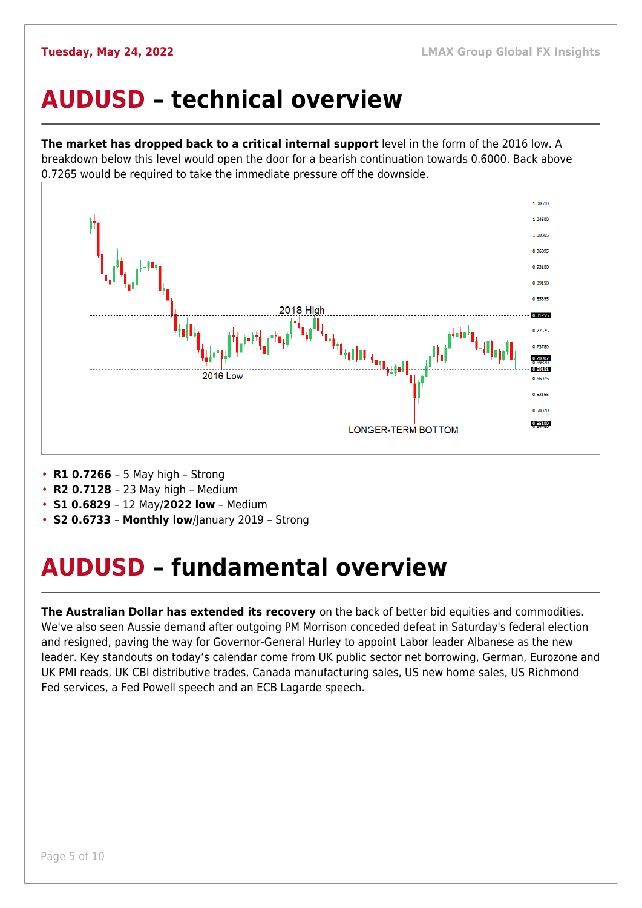# AUDUSD – technical overview

**The market has dropped back to a critical internal support** level in the form of the 2016 low. A breakdown below this level would open the door for a bearish continuation towards 0.6000. Back above 0.7265 would be required to take the immediate pressure off the downside.

- **R1 0.7266** – 5 May high – Strong
- **R2 0.7128** – 23 May high – Medium
- **S1 0.6829** – 12 May/**2022 low** – Medium
- **S2 0.6733** – **Monthly low**/January 2019 – Strong

# AUDUSD – fundamental overview

**The Australian Dollar has extended its recovery** on the back of better bid equities and commodities. We've also seen Aussie demand after outgoing PM Morrison conceded defeat in Saturday's federal election and resigned, paving the way for Governor-General Hurley to appoint Labor leader Albanese as the new leader. Key standouts on today's calendar come from UK public sector net borrowing, German, Eurozone and UK PMI reads, UK CBI distributive trades, Canada manufacturing sales, US new home sales, US Richmond Fed services, a Fed Powell speech and an ECB Lagarde speech.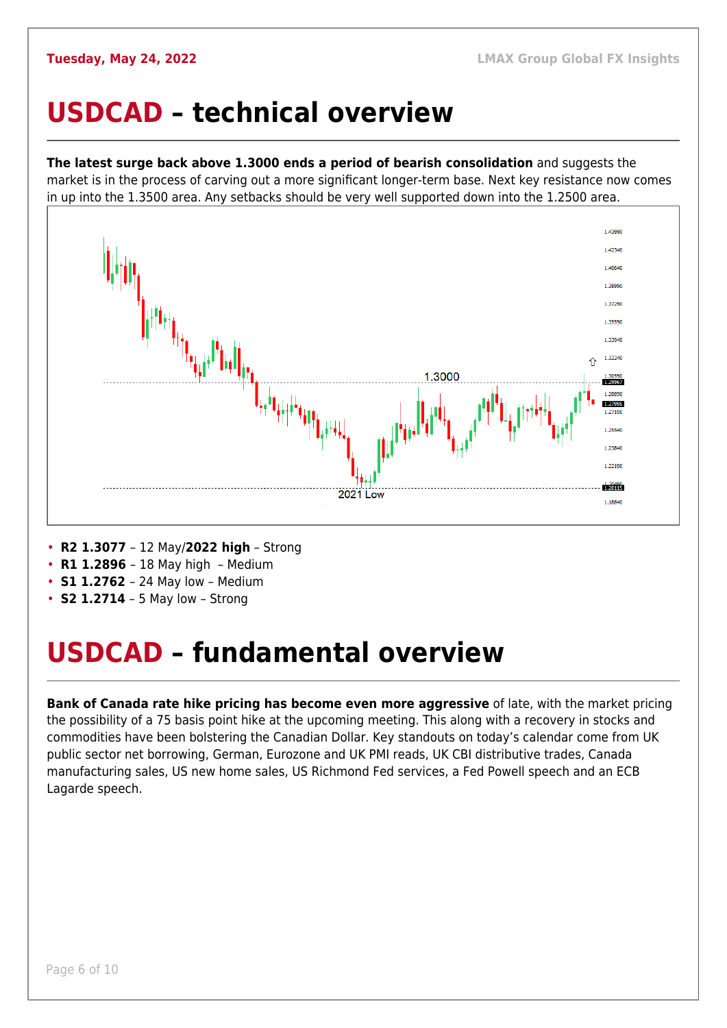# USDCAD – technical overview

**The latest surge back above 1.3000 ends a period of bearish consolidation** and suggests the market is in the process of carving out a more significant longer-term base. Next key resistance now comes in up into the 1.3500 area. Any setbacks should be very well supported down into the 1.2500 area.

- **R2 1.3077** – 12 May/**2022 high** – Strong
- **R1 1.2896** – 18 May high – Medium
- **S1 1.2762** – 24 May low – Medium
- **S2 1.2714** – 5 May low – Strong

# USDCAD – fundamental overview

**Bank of Canada rate hike pricing has become even more aggressive** of late, with the market pricing the possibility of a 75 basis point hike at the upcoming meeting. This along with a recovery in stocks and commodities have been bolstering the Canadian Dollar. Key standouts on today's calendar come from UK public sector net borrowing, German, Eurozone and UK PMI reads, UK CBI distributive trades, Canada manufacturing sales, US new home sales, US Richmond Fed services, a Fed Powell speech and an ECB Lagarde speech.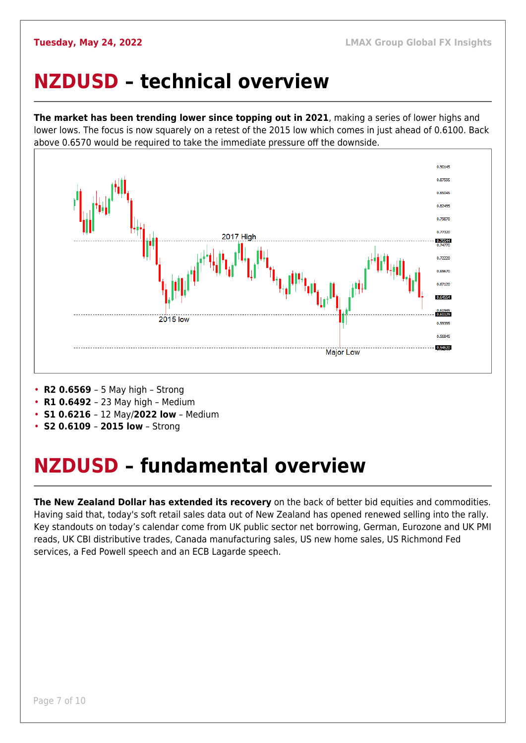# NZDUSD – technical overview

**The market has been trending lower since topping out in 2021**, making a series of lower highs and lower lows. The focus is now squarely on a retest of the 2015 low which comes in just ahead of 0.6100. Back above 0.6570 would be required to take the immediate pressure off the downside.

- **R2 0.6569** – 5 May high – Strong
- **R1 0.6492** – 23 May high – Medium
- **S1 0.6216** – 12 May/**2022 low** – Medium
- **S2 0.6109** – **2015 low** – Strong

# NZDUSD – fundamental overview

**The New Zealand Dollar has extended its recovery** on the back of better bid equities and commodities. Having said that, today's soft retail sales data out of New Zealand has opened renewed selling into the rally. Key standouts on today's calendar come from UK public sector net borrowing, German, Eurozone and UK PMI reads, UK CBI distributive trades, Canada manufacturing sales, US new home sales, US Richmond Fed services, a Fed Powell speech and an ECB Lagarde speech.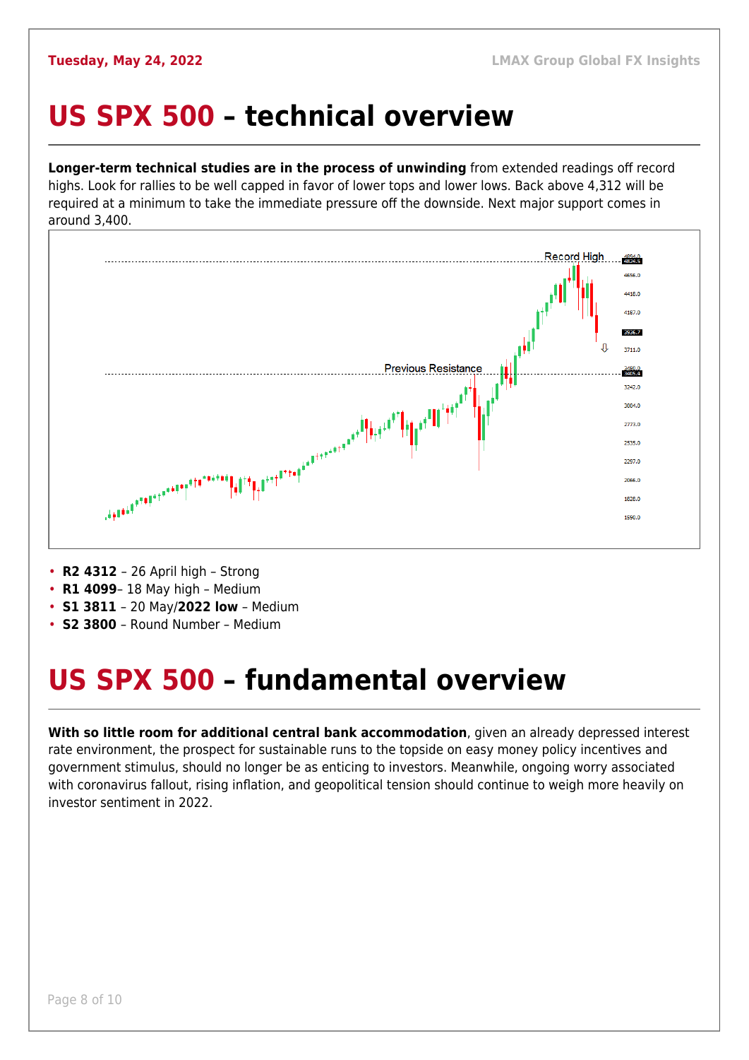# US SPX 500 – technical overview

**Longer-term technical studies are in the process of unwinding** from extended readings off record highs. Look for rallies to be well capped in favor of lower tops and lower lows. Back above 4,312 will be required at a minimum to take the immediate pressure off the downside. Next major support comes in around 3,400.

- **R2 4312** – 26 April high – Strong
- **R1 4099**– 18 May high – Medium
- **S1 3811** – 20 May/**2022 low** – Medium
- **S2 3800** – Round Number – Medium

# US SPX 500 – fundamental overview

**With so little room for additional central bank accommodation**, given an already depressed interest rate environment, the prospect for sustainable runs to the topside on easy money policy incentives and government stimulus, should no longer be as enticing to investors. Meanwhile, ongoing worry associated with coronavirus fallout, rising inflation, and geopolitical tension should continue to weigh more heavily on investor sentiment in 2022.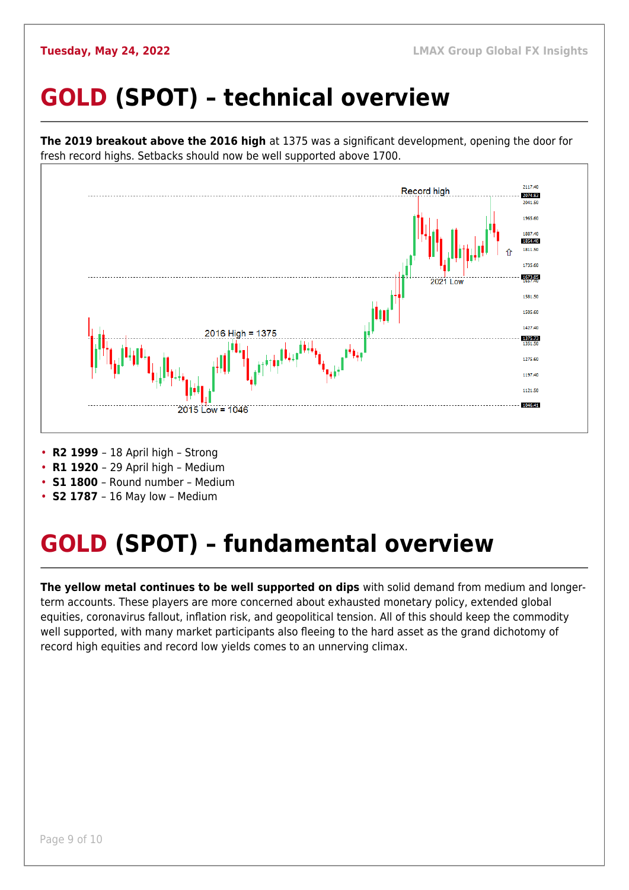# GOLD (SPOT) – technical overview

**The 2019 breakout above the 2016 high** at 1375 was a significant development, opening the door for fresh record highs. Setbacks should now be well supported above 1700.

- **R2 1999** – 18 April high – Strong
- **R1 1920** – 29 April high – Medium
- **S1 1800** – Round number – Medium
- **S2 1787** – 16 May low – Medium

# GOLD (SPOT) – fundamental overview

**The yellow metal continues to be well supported on dips** with solid demand from medium and longer-term accounts. These players are more concerned about exhausted monetary policy, extended global equities, coronavirus fallout, inflation risk, and geopolitical tension. All of this should keep the commodity well supported, with many market participants also fleeing to the hard asset as the grand dichotomy of record high equities and record low yields comes to an unnerving climax.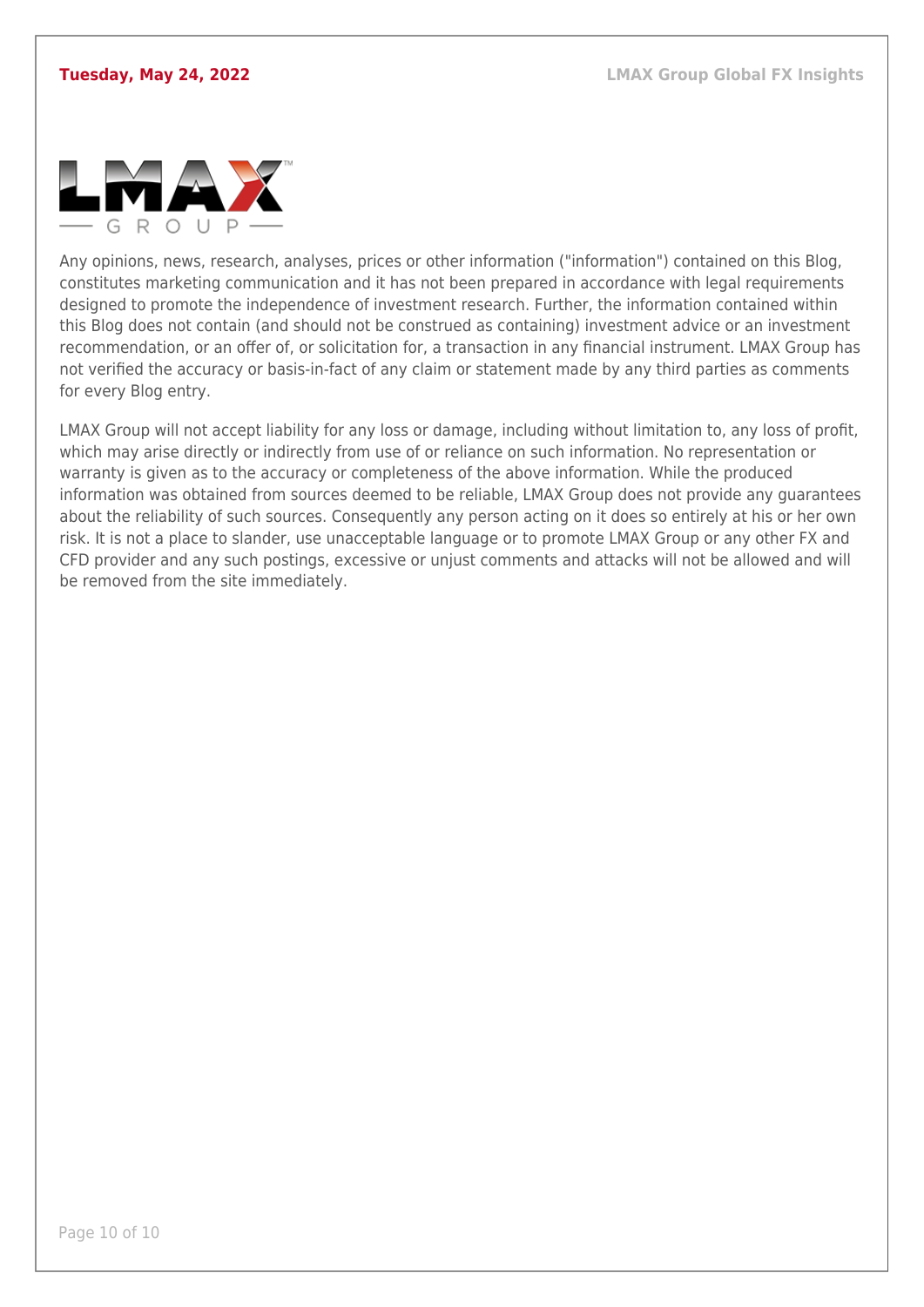Any opinions, news, research, analyses, prices or other information ("information") contained on this Blog, constitutes marketing communication and it has not been prepared in accordance with legal requirements designed to promote the independence of investment research. Further, the information contained within this Blog does not contain (and should not be construed as containing) investment advice or an investment recommendation, or an offer of, or solicitation for, a transaction in any financial instrument. LMAX Group has not verified the accuracy or basis-in-fact of any claim or statement made by any third parties as comments for every Blog entry.

LMAX Group will not accept liability for any loss or damage, including without limitation to, any loss of profit, which may arise directly or indirectly from use of or reliance on such information. No representation or warranty is given as to the accuracy or completeness of the above information. While the produced information was obtained from sources deemed to be reliable, LMAX Group does not provide any guarantees about the reliability of such sources. Consequently any person acting on it does so entirely at his or her own risk. It is not a place to slander, use unacceptable language or to promote LMAX Group or any other FX and CFD provider and any such postings, excessive or unjust comments and attacks will not be allowed and will be removed from the site immediately.